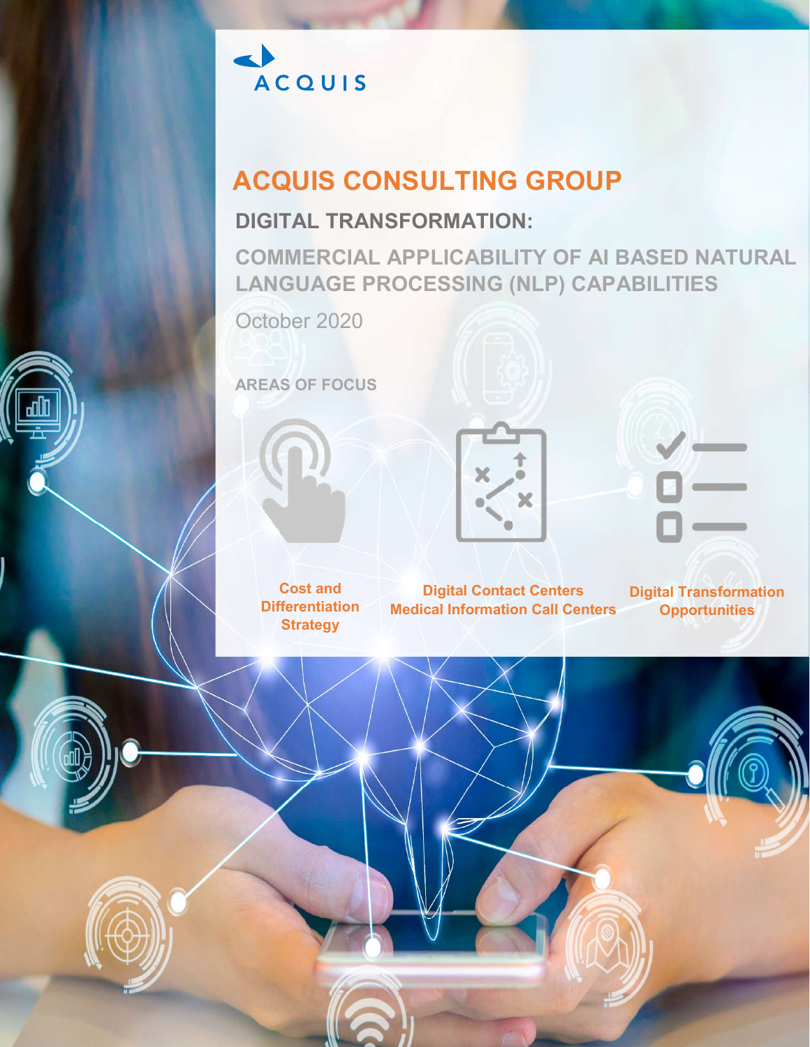ACQUIS

# ACQUIS CONSULTING GROUP

## DIGITAL TRANSFORMATION:

## COMMERCIAL APPLICABILITY OF AI BASED NATURAL LANGUAGE PROCESSING (NLP) CAPABILITIES

October 2020

**AREAS OF FOCUS**

- Cost and Differentiation Strategy
- Digital Contact Centers Medical Information Call Centers
- Digital Transformation Opportunities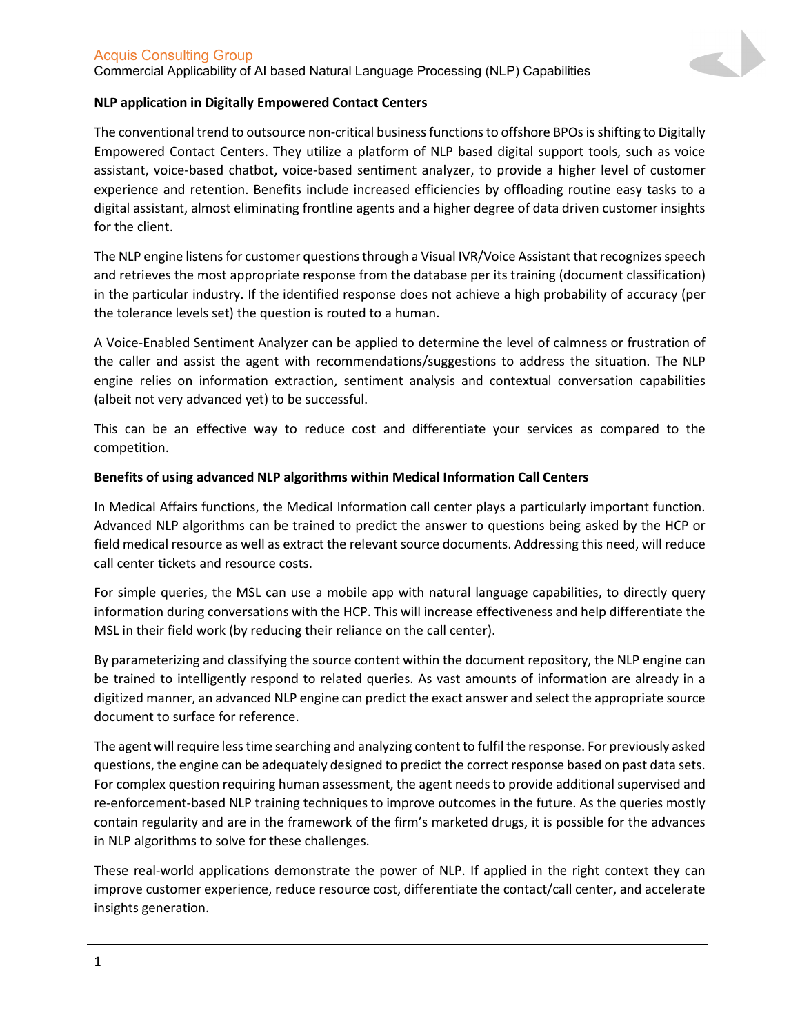**NLP application in Digitally Empowered Contact Centers**

The conventional trend to outsource non-critical business functions to offshore BPOs is shifting to Digitally Empowered Contact Centers. They utilize a platform of NLP based digital support tools, such as voice assistant, voice-based chatbot, voice-based sentiment analyzer, to provide a higher level of customer experience and retention. Benefits include increased efficiencies by offloading routine easy tasks to a digital assistant, almost eliminating frontline agents and a higher degree of data driven customer insights for the client.

The NLP engine listens for customer questions through a Visual IVR/Voice Assistant that recognizes speech and retrieves the most appropriate response from the database per its training (document classification) in the particular industry. If the identified response does not achieve a high probability of accuracy (per the tolerance levels set) the question is routed to a human.

A Voice-Enabled Sentiment Analyzer can be applied to determine the level of calmness or frustration of the caller and assist the agent with recommendations/suggestions to address the situation. The NLP engine relies on information extraction, sentiment analysis and contextual conversation capabilities (albeit not very advanced yet) to be successful.

This can be an effective way to reduce cost and differentiate your services as compared to the competition.

**Benefits of using advanced NLP algorithms within Medical Information Call Centers**

In Medical Affairs functions, the Medical Information call center plays a particularly important function. Advanced NLP algorithms can be trained to predict the answer to questions being asked by the HCP or field medical resource as well as extract the relevant source documents. Addressing this need, will reduce call center tickets and resource costs.

For simple queries, the MSL can use a mobile app with natural language capabilities, to directly query information during conversations with the HCP. This will increase effectiveness and help differentiate the MSL in their field work (by reducing their reliance on the call center).

By parameterizing and classifying the source content within the document repository, the NLP engine can be trained to intelligently respond to related queries. As vast amounts of information are already in a digitized manner, an advanced NLP engine can predict the exact answer and select the appropriate source document to surface for reference.

The agent will require less time searching and analyzing content to fulfil the response. For previously asked questions, the engine can be adequately designed to predict the correct response based on past data sets. For complex question requiring human assessment, the agent needs to provide additional supervised and re-enforcement-based NLP training techniques to improve outcomes in the future. As the queries mostly contain regularity and are in the framework of the firm's marketed drugs, it is possible for the advances in NLP algorithms to solve for these challenges.

These real-world applications demonstrate the power of NLP. If applied in the right context they can improve customer experience, reduce resource cost, differentiate the contact/call center, and accelerate insights generation.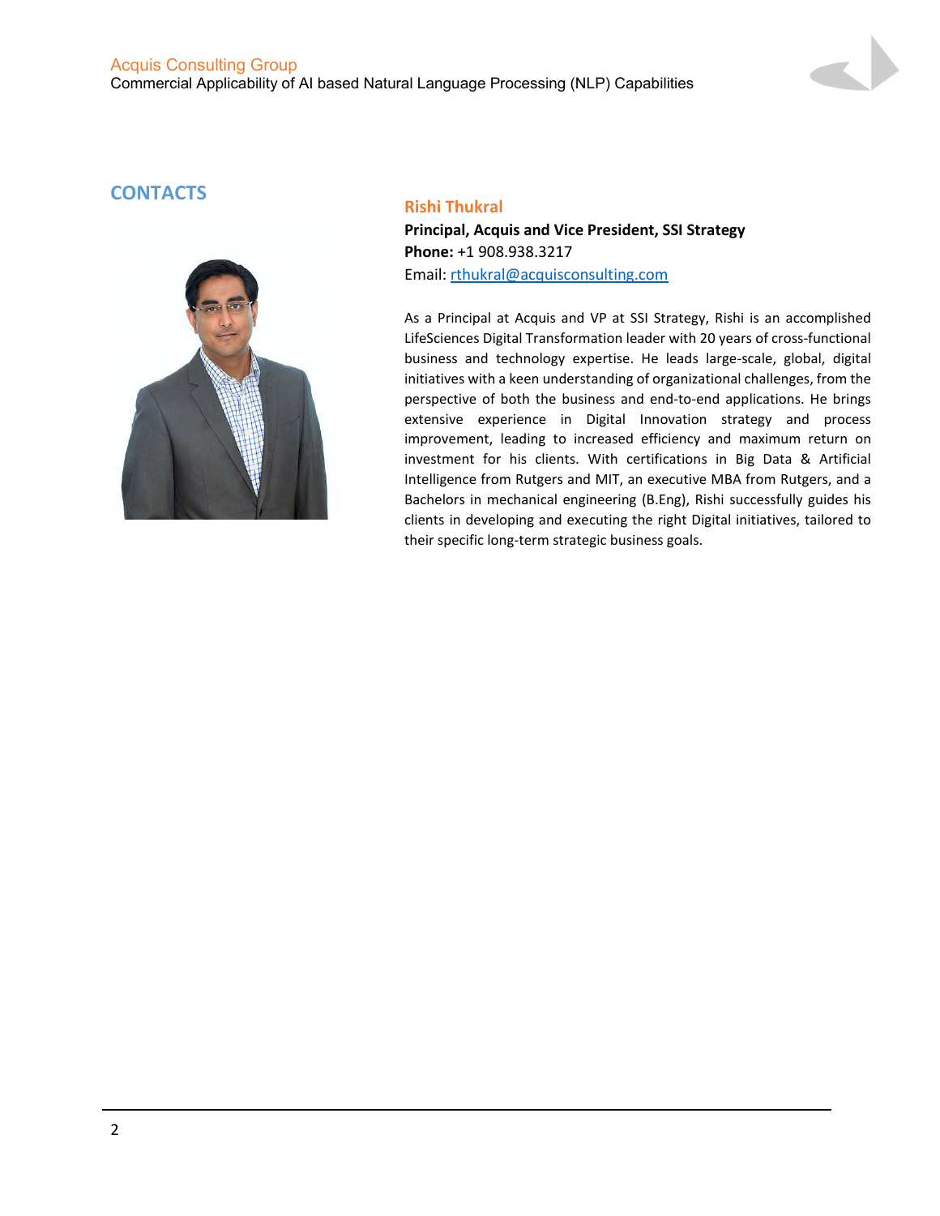## CONTACTS

### Rishi Thukral

**Principal, Acquis and Vice President, SSI Strategy**
**Phone:** +1 908.938.3217
Email: rthukral@acquisconsulting.com

As a Principal at Acquis and VP at SSI Strategy, Rishi is an accomplished LifeSciences Digital Transformation leader with 20 years of cross-functional business and technology expertise. He leads large-scale, global, digital initiatives with a keen understanding of organizational challenges, from the perspective of both the business and end-to-end applications. He brings extensive experience in Digital Innovation strategy and process improvement, leading to increased efficiency and maximum return on investment for his clients. With certifications in Big Data & Artificial Intelligence from Rutgers and MIT, an executive MBA from Rutgers, and a Bachelors in mechanical engineering (B.Eng), Rishi successfully guides his clients in developing and executing the right Digital initiatives, tailored to their specific long-term strategic business goals.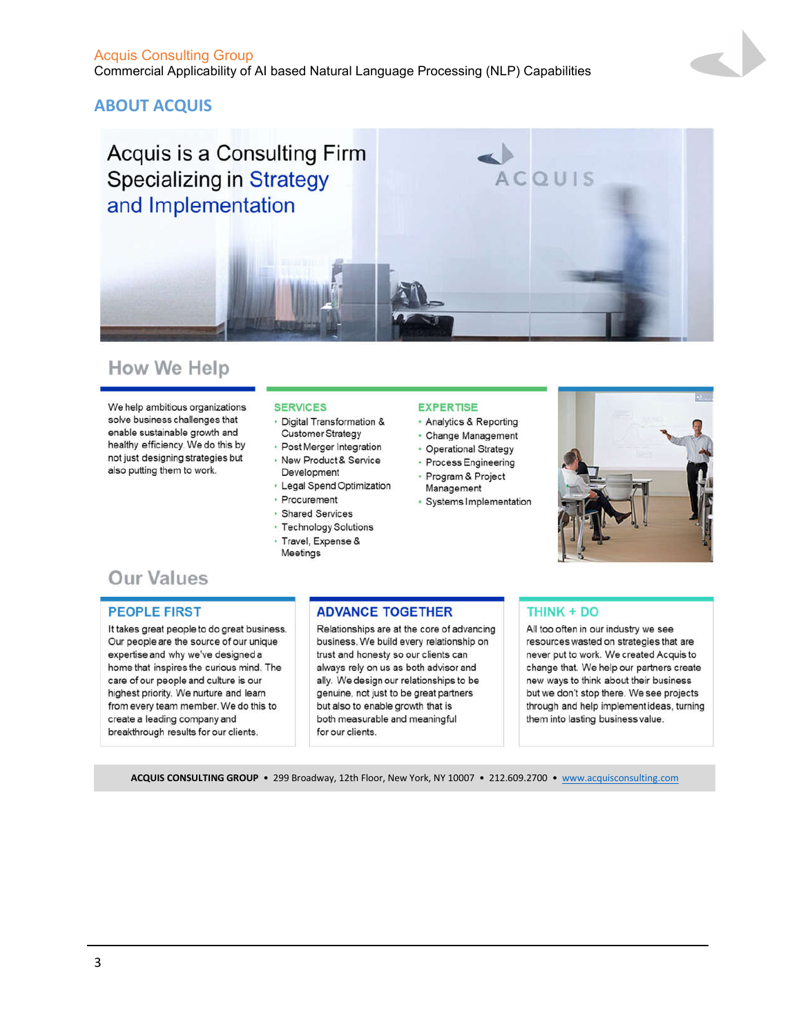## ABOUT ACQUIS

Acquis is a Consulting Firm Specializing in Strategy and Implementation

ACQUIS

### How We Help

We help ambitious organizations solve business challenges that enable sustainable growth and healthy efficiency. We do this by not just designing strategies but also putting them to work.

**SERVICES**

- Digital Transformation & Customer Strategy
- Post Merger Integration
- New Product & Service Development
- Legal Spend Optimization
- Procurement
- Shared Services
- Technology Solutions
- Travel, Expense & Meetings

**EXPERTISE**

- Analytics & Reporting
- Change Management
- Operational Strategy
- Process Engineering
- Program & Project Management
- Systems Implementation

### Our Values

**PEOPLE FIRST**

It takes great people to do great business. Our people are the source of our unique expertise and why we've designed a home that inspires the curious mind. The care of our people and culture is our highest priority. We nurture and learn from every team member. We do this to create a leading company and breakthrough results for our clients.

**ADVANCE TOGETHER**

Relationships are at the core of advancing business. We build every relationship on trust and honesty so our clients can always rely on us as both advisor and ally. We design our relationships to be genuine, not just to be great partners but also to enable growth that is both measurable and meaningful for our clients.

**THINK + DO**

All too often in our industry we see resources wasted on strategies that are never put to work. We created Acquis to change that. We help our partners create new ways to think about their business but we don't stop there. We see projects through and help implement ideas, turning them into lasting business value.

**ACQUIS CONSULTING GROUP** • 299 Broadway, 12th Floor, New York, NY 10007 • 212.609.2700 • www.acquisconsulting.com